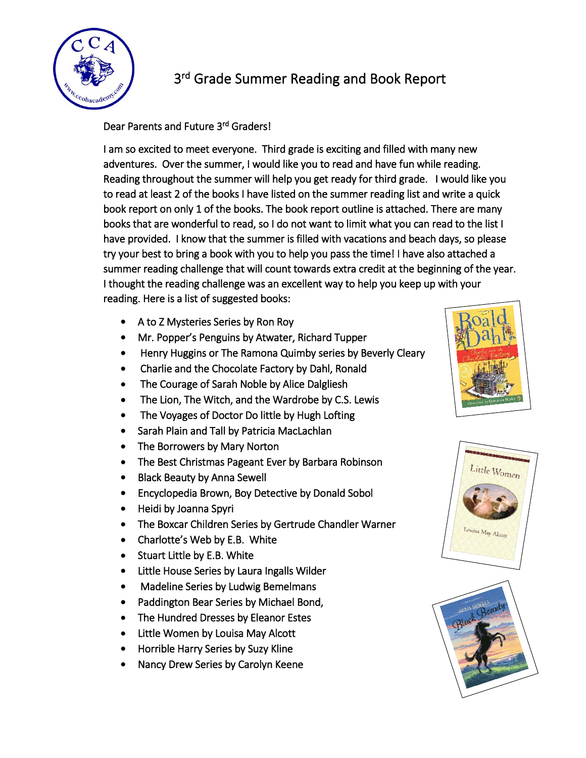# 3rd Grade Summer Reading and Book Report

Dear Parents and Future 3rd Graders!

I am so excited to meet everyone. Third grade is exciting and filled with many new adventures. Over the summer, I would like you to read and have fun while reading. Reading throughout the summer will help you get ready for third grade. I would like you to read at least 2 of the books I have listed on the summer reading list and write a quick book report on only 1 of the books. The book report outline is attached. There are many books that are wonderful to read, so I do not want to limit what you can read to the list I have provided. I know that the summer is filled with vacations and beach days, so please try your best to bring a book with you to help you pass the time! I have also attached a summer reading challenge that will count towards extra credit at the beginning of the year. I thought the reading challenge was an excellent way to help you keep up with your reading. Here is a list of suggested books:

- A to Z Mysteries Series by Ron Roy
- Mr. Popper's Penguins by Atwater, Richard Tupper
- Henry Huggins or The Ramona Quimby series by Beverly Cleary
- Charlie and the Chocolate Factory by Dahl, Ronald
- The Courage of Sarah Noble by Alice Dalgliesh
- The Lion, The Witch, and the Wardrobe by C.S. Lewis
- The Voyages of Doctor Do little by Hugh Lofting
- Sarah Plain and Tall by Patricia MacLachlan
- The Borrowers by Mary Norton
- The Best Christmas Pageant Ever by Barbara Robinson
- Black Beauty by Anna Sewell
- Encyclopedia Brown, Boy Detective by Donald Sobol
- Heidi by Joanna Spyri
- The Boxcar Children Series by Gertrude Chandler Warner
- Charlotte's Web by E.B. White
- Stuart Little by E.B. White
- Little House Series by Laura Ingalls Wilder
- Madeline Series by Ludwig Bemelmans
- Paddington Bear Series by Michael Bond,
- The Hundred Dresses by Eleanor Estes
- Little Women by Louisa May Alcott
- Horrible Harry Series by Suzy Kline
- Nancy Drew Series by Carolyn Keene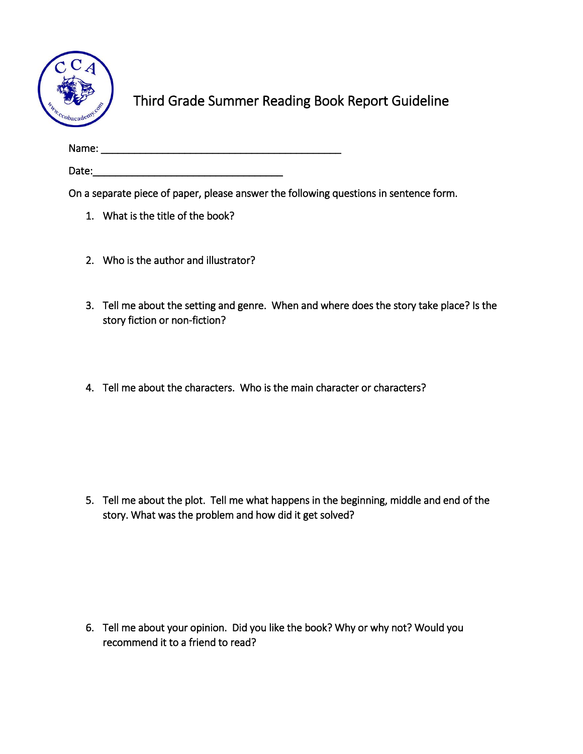# Third Grade Summer Reading Book Report Guideline

Name: ___________________________________________

Date:__________________________________

On a separate piece of paper, please answer the following questions in sentence form.

1. What is the title of the book?

2. Who is the author and illustrator?

3. Tell me about the setting and genre. When and where does the story take place? Is the story fiction or non-fiction?

4. Tell me about the characters. Who is the main character or characters?

5. Tell me about the plot. Tell me what happens in the beginning, middle and end of the story. What was the problem and how did it get solved?

6. Tell me about your opinion. Did you like the book? Why or why not? Would you recommend it to a friend to read?